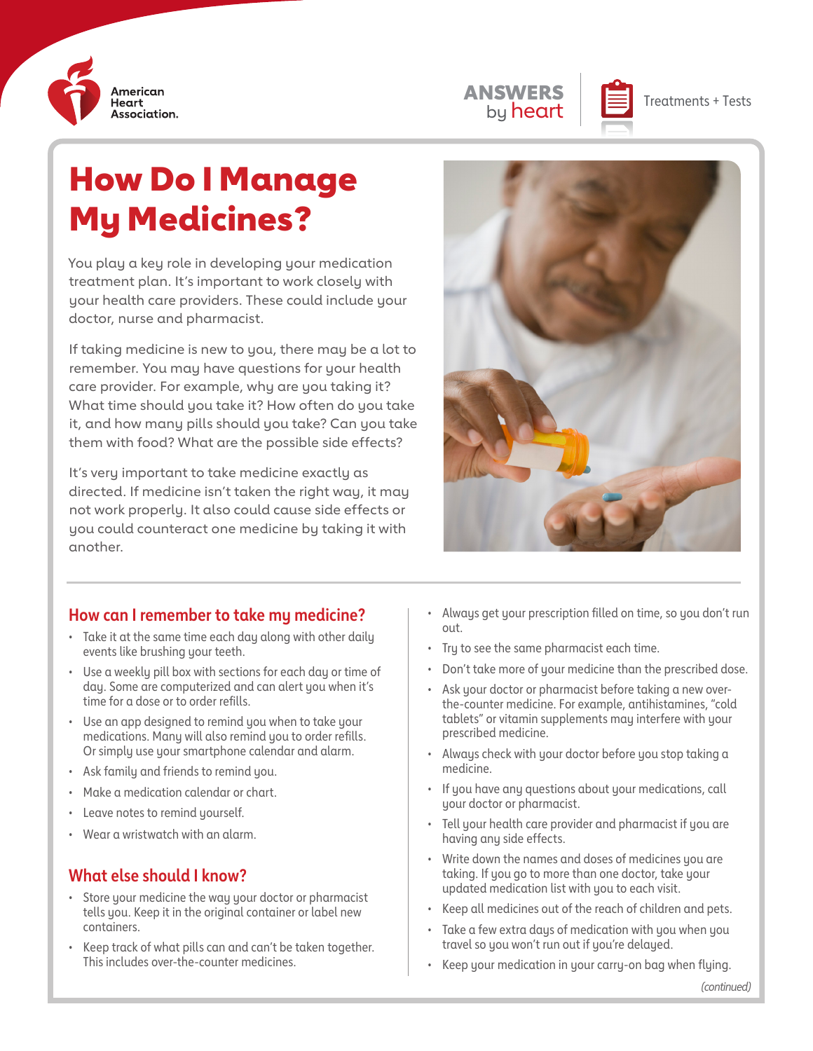American Heart Association.

ANSWERS by heart

Treatments + Tests

# How Do I Manage My Medicines?

You play a key role in developing your medication treatment plan. It's important to work closely with your health care providers. These could include your doctor, nurse and pharmacist.

If taking medicine is new to you, there may be a lot to remember. You may have questions for your health care provider. For example, why are you taking it? What time should you take it? How often do you take it, and how many pills should you take? Can you take them with food? What are the possible side effects?

It's very important to take medicine exactly as directed. If medicine isn't taken the right way, it may not work properly. It also could cause side effects or you could counteract one medicine by taking it with another.

## How can I remember to take my medicine?

- Take it at the same time each day along with other daily events like brushing your teeth.
- Use a weekly pill box with sections for each day or time of day. Some are computerized and can alert you when it's time for a dose or to order refills.
- Use an app designed to remind you when to take your medications. Many will also remind you to order refills. Or simply use your smartphone calendar and alarm.
- Ask family and friends to remind you.
- Make a medication calendar or chart.
- Leave notes to remind yourself.
- Wear a wristwatch with an alarm.

## What else should I know?

- Store your medicine the way your doctor or pharmacist tells you. Keep it in the original container or label new containers.
- Keep track of what pills can and can't be taken together. This includes over-the-counter medicines.
- Always get your prescription filled on time, so you don't run out.
- Try to see the same pharmacist each time.
- Don't take more of your medicine than the prescribed dose.
- Ask your doctor or pharmacist before taking a new over-the-counter medicine. For example, antihistamines, "cold tablets" or vitamin supplements may interfere with your prescribed medicine.
- Always check with your doctor before you stop taking a medicine.
- If you have any questions about your medications, call your doctor or pharmacist.
- Tell your health care provider and pharmacist if you are having any side effects.
- Write down the names and doses of medicines you are taking. If you go to more than one doctor, take your updated medication list with you to each visit.
- Keep all medicines out of the reach of children and pets.
- Take a few extra days of medication with you when you travel so you won't run out if you're delayed.
- Keep your medication in your carry-on bag when flying.

*(continued)*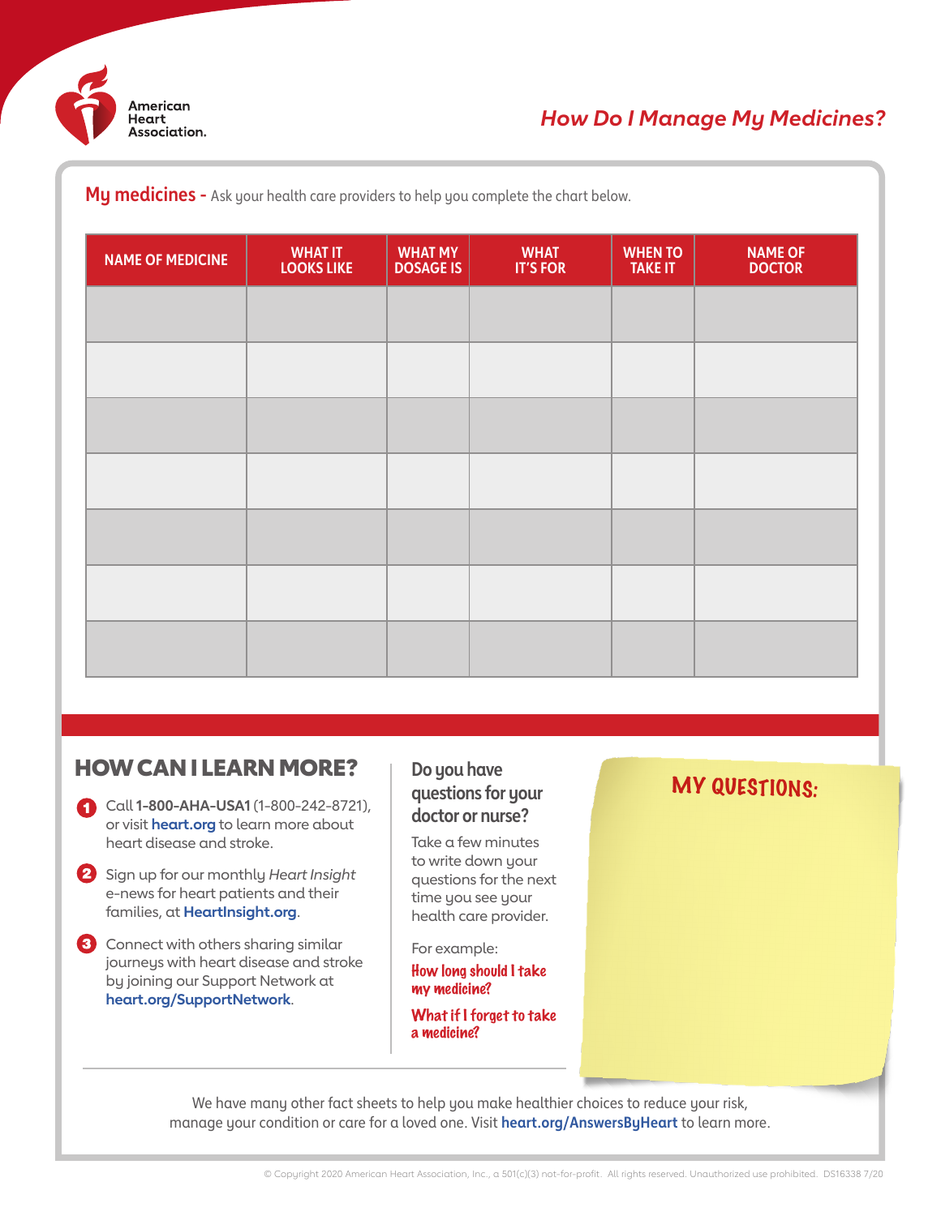# How Do I Manage My Medicines?

**My medicines -** Ask your health care providers to help you complete the chart below.

| NAME OF MEDICINE | WHAT IT LOOKS LIKE | WHAT MY DOSAGE IS | WHAT IT'S FOR | WHEN TO TAKE IT | NAME OF DOCTOR |
|---|---|---|---|---|---|
| | | | | | |
| | | | | | |
| | | | | | |
| | | | | | |
| | | | | | |
| | | | | | |
| | | | | | |

## HOW CAN I LEARN MORE?

1. Call **1-800-AHA-USA1** (1-800-242-8721), or visit **heart.org** to learn more about heart disease and stroke.
2. Sign up for our monthly *Heart Insight* e-news for heart patients and their families, at **HeartInsight.org**.
3. Connect with others sharing similar journeys with heart disease and stroke by joining our Support Network at **heart.org/SupportNetwork**.

### Do you have questions for your doctor or nurse?

Take a few minutes to write down your questions for the next time you see your health care provider.

For example:

*How long should I take my medicine?*

*What if I forget to take a medicine?*

### MY QUESTIONS:

We have many other fact sheets to help you make healthier choices to reduce your risk, manage your condition or care for a loved one. Visit **heart.org/AnswersByHeart** to learn more.

© Copyright 2020 American Heart Association, Inc., a 501(c)(3) not-for-profit. All rights reserved. Unauthorized use prohibited. DS16338 7/20